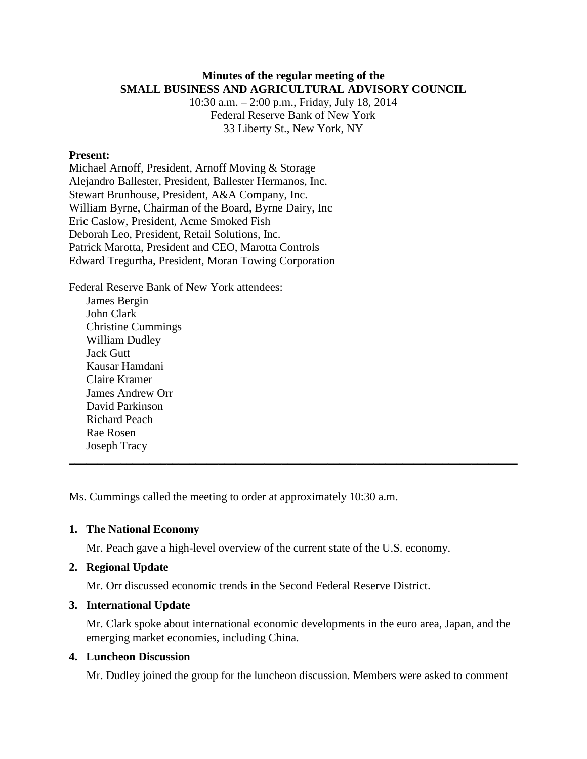**Minutes of the regular meeting of the**
**SMALL BUSINESS AND AGRICULTURAL ADVISORY COUNCIL**

10:30 a.m. – 2:00 p.m., Friday, July 18, 2014
Federal Reserve Bank of New York
33 Liberty St., New York, NY

**Present:**
Michael Arnoff, President, Arnoff Moving & Storage
Alejandro Ballester, President, Ballester Hermanos, Inc.
Stewart Brunhouse, President, A&A Company, Inc.
William Byrne, Chairman of the Board, Byrne Dairy, Inc
Eric Caslow, President, Acme Smoked Fish
Deborah Leo, President, Retail Solutions, Inc.
Patrick Marotta, President and CEO, Marotta Controls
Edward Tregurtha, President, Moran Towing Corporation

Federal Reserve Bank of New York attendees:
- James Bergin
- John Clark
- Christine Cummings
- William Dudley
- Jack Gutt
- Kausar Hamdani
- Claire Kramer
- James Andrew Orr
- David Parkinson
- Richard Peach
- Rae Rosen
- Joseph Tracy

---

Ms. Cummings called the meeting to order at approximately 10:30 a.m.

**1. The National Economy**

Mr. Peach gave a high-level overview of the current state of the U.S. economy.

**2. Regional Update**

Mr. Orr discussed economic trends in the Second Federal Reserve District.

**3. International Update**

Mr. Clark spoke about international economic developments in the euro area, Japan, and the emerging market economies, including China.

**4. Luncheon Discussion**

Mr. Dudley joined the group for the luncheon discussion. Members were asked to comment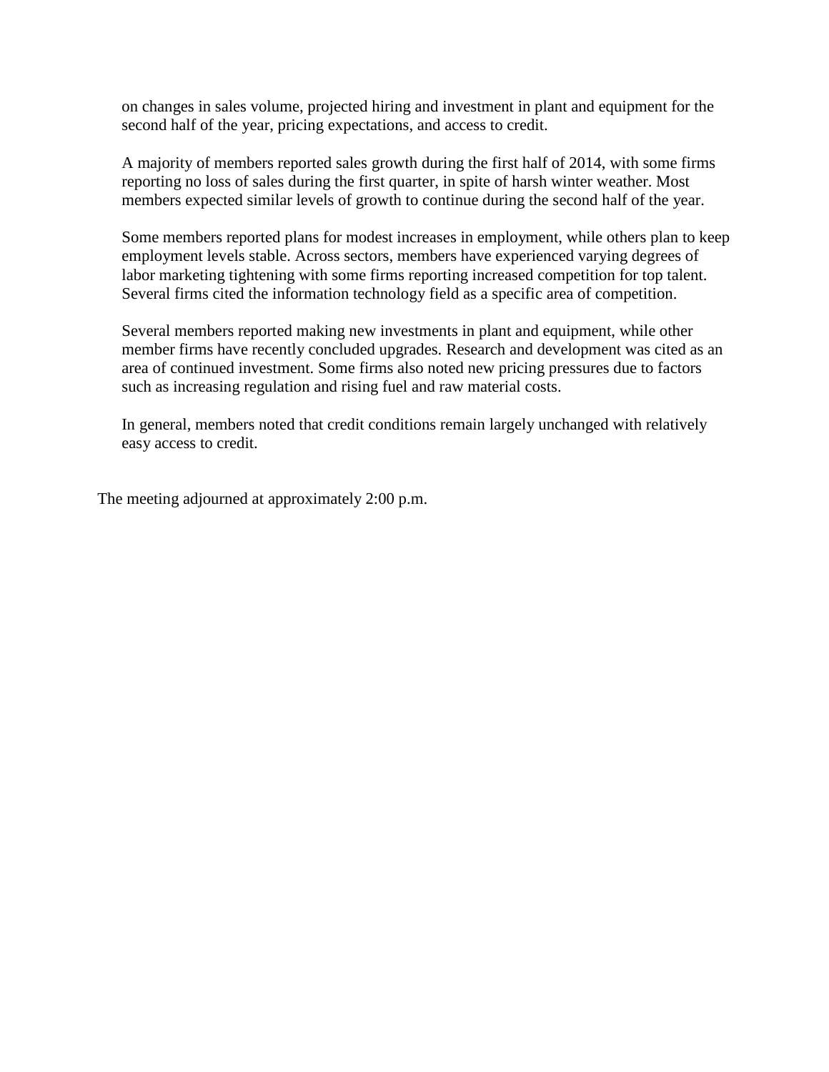on changes in sales volume, projected hiring and investment in plant and equipment for the second half of the year, pricing expectations, and access to credit.

A majority of members reported sales growth during the first half of 2014, with some firms reporting no loss of sales during the first quarter, in spite of harsh winter weather. Most members expected similar levels of growth to continue during the second half of the year.

Some members reported plans for modest increases in employment, while others plan to keep employment levels stable. Across sectors, members have experienced varying degrees of labor marketing tightening with some firms reporting increased competition for top talent. Several firms cited the information technology field as a specific area of competition.

Several members reported making new investments in plant and equipment, while other member firms have recently concluded upgrades. Research and development was cited as an area of continued investment. Some firms also noted new pricing pressures due to factors such as increasing regulation and rising fuel and raw material costs.

In general, members noted that credit conditions remain largely unchanged with relatively easy access to credit.

The meeting adjourned at approximately 2:00 p.m.